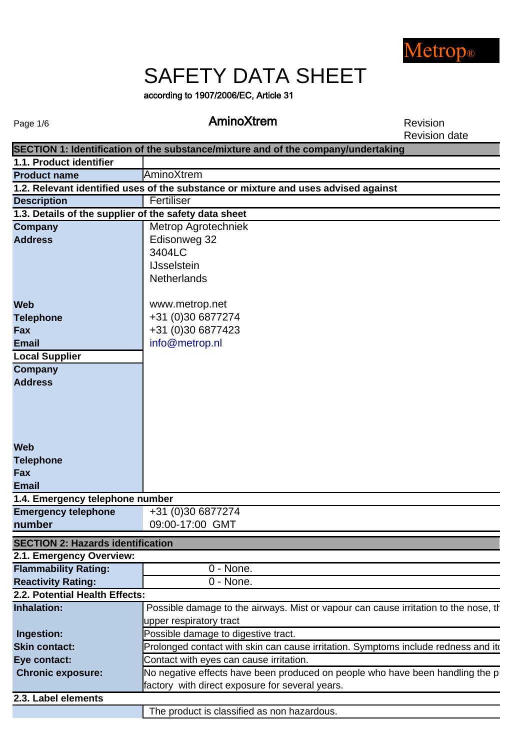Metrop®

# SAFETY DATA SHEET

according to 1907/2006/EC, Article 31

**AminoXtrem**

Revision
Revision date

## SECTION 1: Identification of the substance/mixture and of the company/undertaking

| **1.1. Product identifier** | |
|---|---|
| **Product name** | AminoXtrem |
| **1.2. Relevant identified uses of the substance or mixture and uses advised against** | |
| **Description** | Fertiliser |
| **1.3. Details of the supplier of the safety data sheet** | |
| **Company** | Metrop Agrotechniek |
| **Address** | Edisonweg 32<br>3404LC<br>IJsselstein<br>Netherlands |
| **Web** | www.metrop.net |
| **Telephone** | +31 (0)30 6877274 |
| **Fax** | +31 (0)30 6877423 |
| **Email** | info@metrop.nl |
| **Local Supplier** | |
| **Company** | |
| **Address** | |
| **Web** | |
| **Telephone** | |
| **Fax** | |
| **Email** | |
| **1.4. Emergency telephone number** | |
| **Emergency telephone number** | +31 (0)30 6877274<br>09:00-17:00 GMT |

## SECTION 2: Hazards identification

| **2.1. Emergency Overview:** | |
|---|---|
| **Flammability Rating:** | 0 - None. |
| **Reactivity Rating:** | 0 - None. |
| **2.2. Potential Health Effects:** | |
| **Inhalation:** | Possible damage to the airways. Mist or vapour can cause irritation to the nose, th upper respiratory tract |
| **Ingestion:** | Possible damage to digestive tract. |
| **Skin contact:** | Prolonged contact with skin can cause irritation. Symptoms include redness and it |
| **Eye contact:** | Contact with eyes can cause irritation. |
| **Chronic exposure:** | No negative effects have been produced on people who have been handling the p factory with direct exposure for several years. |
| **2.3. Label elements** | |
| | The product is classified as non hazardous. |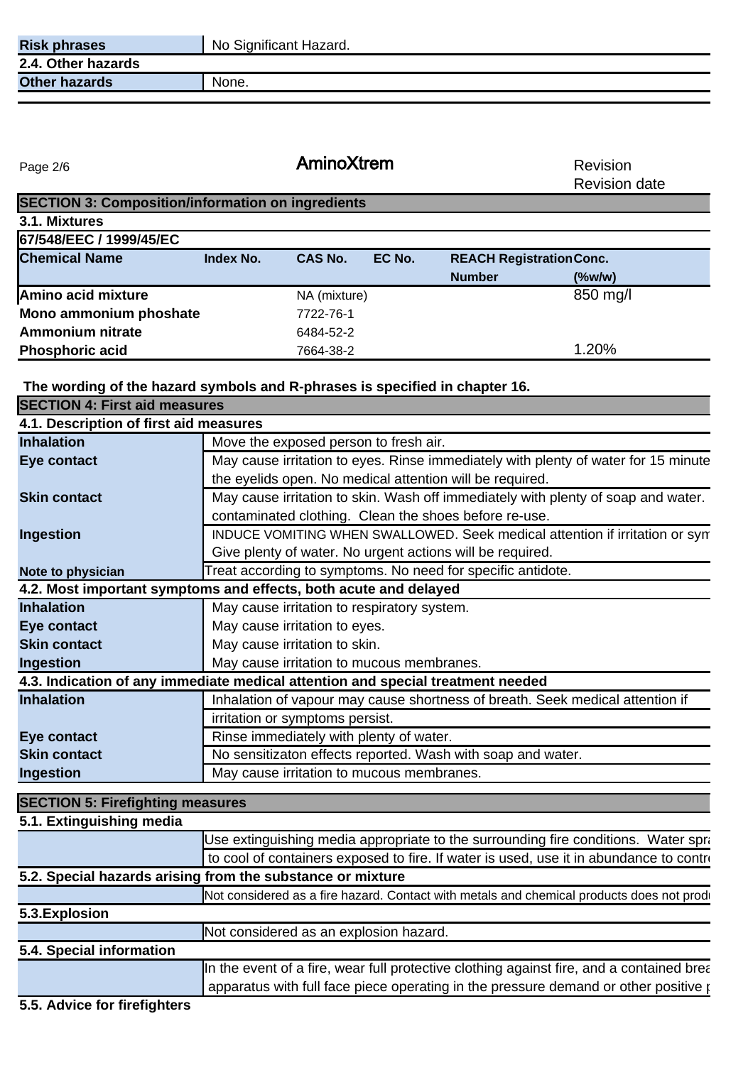| Risk phrases | No Significant Hazard. |
|---|---|

**2.4. Other hazards**

| Other hazards | None. |
|---|---|

AminoXtrem

Revision

Revision date

## SECTION 3: Composition/information on ingredients

### 3.1. Mixtures

**67/548/EEC / 1999/45/EC**

| Chemical Name | Index No. | CAS No. | EC No. | REACH Registration Number | Conc. (%w/w) |
|---|---|---|---|---|---|
| Amino acid mixture | | NA (mixture) | | | 850 mg/l |
| Mono ammonium phoshate | | 7722-76-1 | | | |
| Ammonium nitrate | | 6484-52-2 | | | |
| Phosphoric acid | | 7664-38-2 | | | 1.20% |

**The wording of the hazard symbols and R-phrases is specified in chapter 16.**

## SECTION 4: First aid measures

### 4.1. Description of first aid measures

| | |
|---|---|
| **Inhalation** | Move the exposed person to fresh air. |
| **Eye contact** | May cause irritation to eyes. Rinse immediately with plenty of water for 15 minute the eyelids open. No medical attention will be required. |
| **Skin contact** | May cause irritation to skin. Wash off immediately with plenty of soap and water. contaminated clothing. Clean the shoes before re-use. |
| **Ingestion** | INDUCE VOMITING WHEN SWALLOWED. Seek medical attention if irritation or sym Give plenty of water. No urgent actions will be required. |
| **Note to physician** | Treat according to symptoms. No need for specific antidote. |

### 4.2. Most important symptoms and effects, both acute and delayed

| | |
|---|---|
| **Inhalation** | May cause irritation to respiratory system. |
| **Eye contact** | May cause irritation to eyes. |
| **Skin contact** | May cause irritation to skin. |
| **Ingestion** | May cause irritation to mucous membranes. |

### 4.3. Indication of any immediate medical attention and special treatment needed

| | |
|---|---|
| **Inhalation** | Inhalation of vapour may cause shortness of breath. Seek medical attention if irritation or symptoms persist. |
| **Eye contact** | Rinse immediately with plenty of water. |
| **Skin contact** | No sensitizaton effects reported. Wash with soap and water. |
| **Ingestion** | May cause irritation to mucous membranes. |

## SECTION 5: Firefighting measures

### 5.1. Extinguishing media

Use extinguishing media appropriate to the surrounding fire conditions. Water spra to cool of containers exposed to fire. If water is used, use it in abundance to contro

### 5.2. Special hazards arising from the substance or mixture

Not considered as a fire hazard. Contact with metals and chemical products does not produ

### 5.3.Explosion

Not considered as an explosion hazard.

### 5.4. Special information

In the event of a fire, wear full protective clothing against fire, and a contained brea apparatus with full face piece operating in the pressure demand or other positive p

### 5.5. Advice for firefighters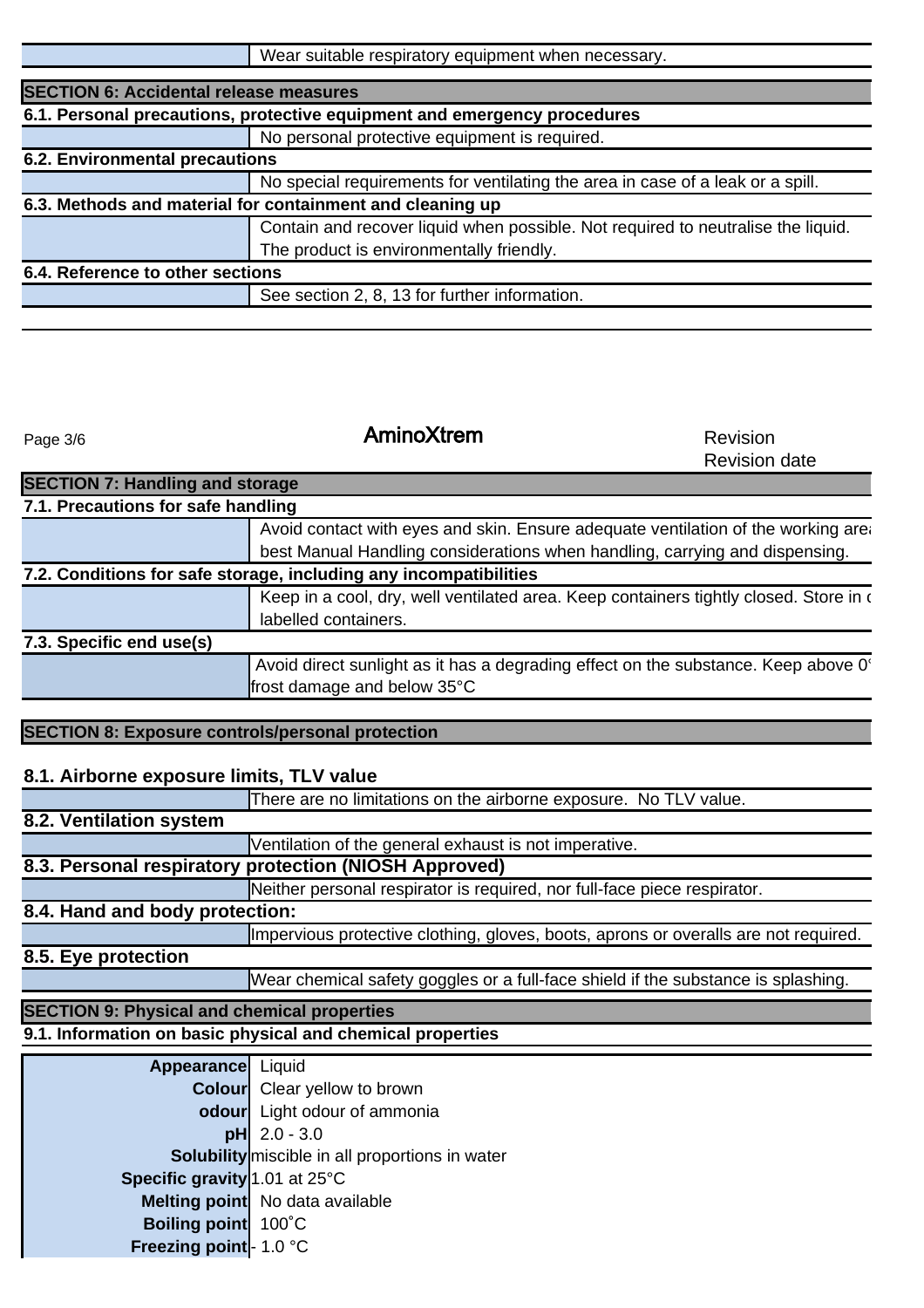Wear suitable respiratory equipment when necessary.

## SECTION 6: Accidental release measures

### 6.1. Personal precautions, protective equipment and emergency procedures

No personal protective equipment is required.

### 6.2. Environmental precautions

No special requirements for ventilating the area in case of a leak or a spill.

### 6.3. Methods and material for containment and cleaning up

Contain and recover liquid when possible. Not required to neutralise the liquid. The product is environmentally friendly.

### 6.4. Reference to other sections

See section 2, 8, 13 for further information.

**AminoXtrem**

Revision
Revision date

## SECTION 7: Handling and storage

### 7.1. Precautions for safe handling

Avoid contact with eyes and skin. Ensure adequate ventilation of the working area best Manual Handling considerations when handling, carrying and dispensing.

### 7.2. Conditions for safe storage, including any incompatibilities

Keep in a cool, dry, well ventilated area. Keep containers tightly closed. Store in c labelled containers.

### 7.3. Specific end use(s)

Avoid direct sunlight as it has a degrading effect on the substance. Keep above 0° frost damage and below 35°C

## SECTION 8: Exposure controls/personal protection

### 8.1. Airborne exposure limits, TLV value

There are no limitations on the airborne exposure. No TLV value.

### 8.2. Ventilation system

Ventilation of the general exhaust is not imperative.

### 8.3. Personal respiratory protection (NIOSH Approved)

Neither personal respirator is required, nor full-face piece respirator.

### 8.4. Hand and body protection:

Impervious protective clothing, gloves, boots, aprons or overalls are not required.

### 8.5. Eye protection

Wear chemical safety goggles or a full-face shield if the substance is splashing.

## SECTION 9: Physical and chemical properties

### 9.1. Information on basic physical and chemical properties

| Property | Value |
|---|---|
| Appearance | Liquid |
| Colour | Clear yellow to brown |
| odour | Light odour of ammonia |
| pH | 2.0 - 3.0 |
| Solubility | miscible in all proportions in water |
| Specific gravity | 1.01 at 25°C |
| Melting point | No data available |
| Boiling point | 100˚C |
| Freezing point | - 1.0 °C |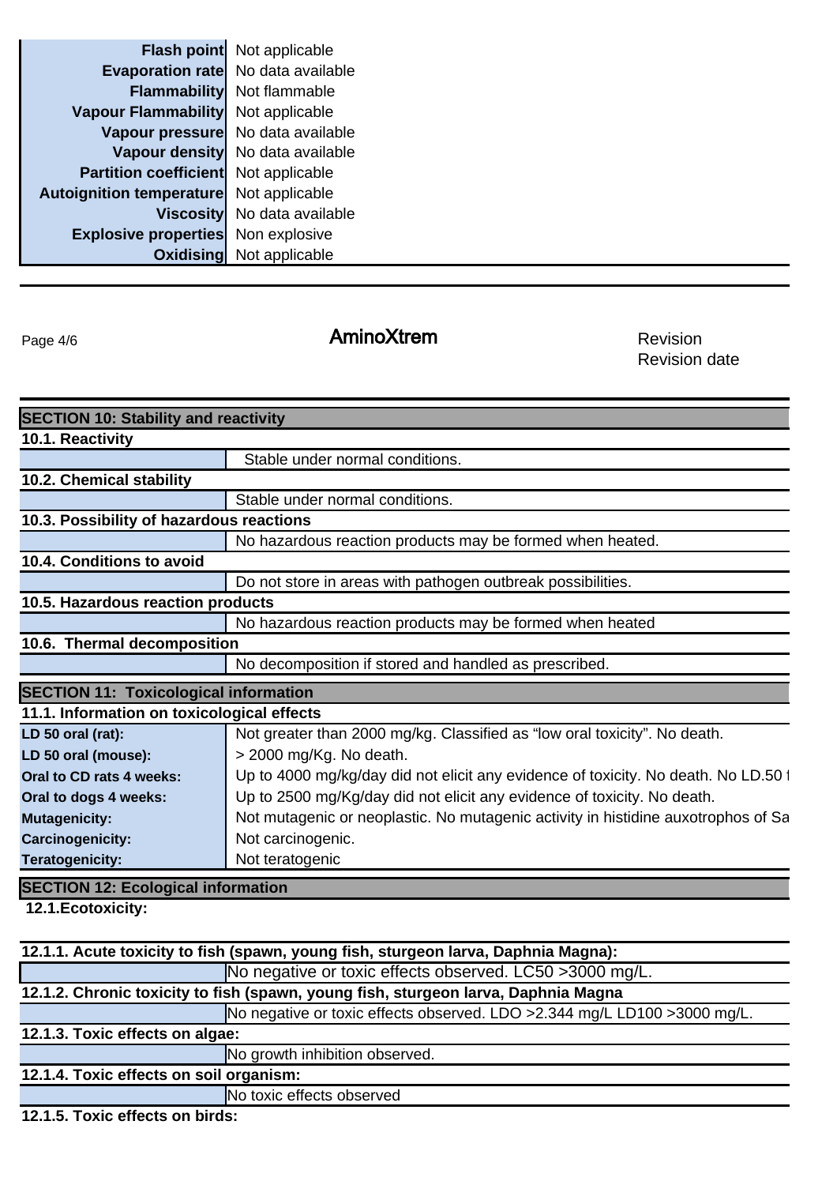| | |
|---|---|
| **Flash point** | Not applicable |
| **Evaporation rate** | No data available |
| **Flammability** | Not flammable |
| **Vapour Flammability** | Not applicable |
| **Vapour pressure** | No data available |
| **Vapour density** | No data available |
| **Partition coefficient** | Not applicable |
| **Autoignition temperature** | Not applicable |
| **Viscosity** | No data available |
| **Explosive properties** | Non explosive |
| **Oxidising** | Not applicable |

## SECTION 10: Stability and reactivity

**10.1. Reactivity**

Stable under normal conditions.

**10.2. Chemical stability**

Stable under normal conditions.

**10.3. Possibility of hazardous reactions**

No hazardous reaction products may be formed when heated.

**10.4. Conditions to avoid**

Do not store in areas with pathogen outbreak possibilities.

**10.5. Hazardous reaction products**

No hazardous reaction products may be formed when heated

**10.6. Thermal decomposition**

No decomposition if stored and handled as prescribed.

## SECTION 11: Toxicological information

**11.1. Information on toxicological effects**

| | |
|---|---|
| **LD 50 oral (rat):** | Not greater than 2000 mg/kg. Classified as "low oral toxicity". No death. |
| **LD 50 oral (mouse):** | > 2000 mg/Kg. No death. |
| **Oral to CD rats 4 weeks:** | Up to 4000 mg/kg/day did not elicit any evidence of toxicity. No death. No LD.50 f |
| **Oral to dogs 4 weeks:** | Up to 2500 mg/Kg/day did not elicit any evidence of toxicity. No death. |
| **Mutagenicity:** | Not mutagenic or neoplastic. No mutagenic activity in histidine auxotrophos of Sa |
| **Carcinogenicity:** | Not carcinogenic. |
| **Teratogenicity:** | Not teratogenic |

## SECTION 12: Ecological information

**12.1.Ecotoxicity:**

**12.1.1. Acute toxicity to fish (spawn, young fish, sturgeon larva, Daphnia Magna):**

No negative or toxic effects observed. LC50 >3000 mg/L.

**12.1.2. Chronic toxicity to fish (spawn, young fish, sturgeon larva, Daphnia Magna**

No negative or toxic effects observed. LDO >2.344 mg/L LD100 >3000 mg/L.

**12.1.3. Toxic effects on algae:**

No growth inhibition observed.

**12.1.4. Toxic effects on soil organism:**

No toxic effects observed

**12.1.5. Toxic effects on birds:**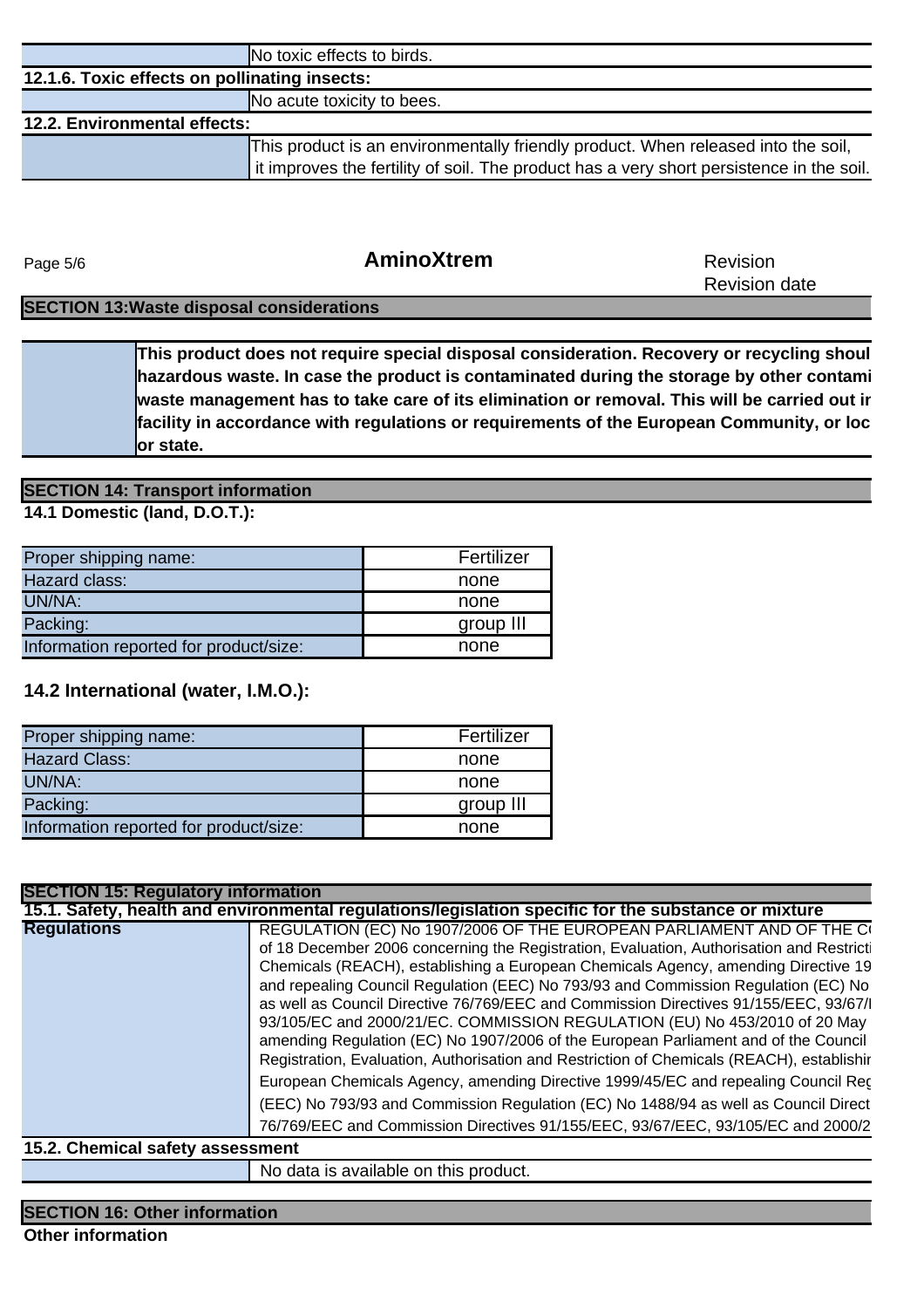| | No toxic effects to birds. |
|---|---|

**12.1.6. Toxic effects on pollinating insects:**

| | No acute toxicity to bees. |
|---|---|

**12.2. Environmental effects:**

| | This product is an environmentally friendly product. When released into the soil, it improves the fertility of soil. The product has a very short persistence in the soil. |
|---|---|

**AminoXtrem**

Revision

Revision date

## SECTION 13:Waste disposal considerations

| | **This product does not require special disposal consideration. Recovery or recycling shoul hazardous waste. In case the product is contaminated during the storage by other contami waste management has to take care of its elimination or removal. This will be carried out ir facility in accordance with regulations or requirements of the European Community, or loc or state.** |
|---|---|

## SECTION 14: Transport information

**14.1 Domestic (land, D.O.T.):**

| Proper shipping name: | Fertilizer |
|---|---|
| Hazard class: | none |
| UN/NA: | none |
| Packing: | group III |
| Information reported for product/size: | none |

**14.2 International (water, I.M.O.):**

| Proper shipping name: | Fertilizer |
|---|---|
| Hazard Class: | none |
| UN/NA: | none |
| Packing: | group III |
| Information reported for product/size: | none |

## SECTION 15: Regulatory information

**15.1. Safety, health and environmental regulations/legislation specific for the substance or mixture**

| **Regulations** | REGULATION (EC) No 1907/2006 OF THE EUROPEAN PARLIAMENT AND OF THE C( of 18 December 2006 concerning the Registration, Evaluation, Authorisation and Restricti Chemicals (REACH), establishing a European Chemicals Agency, amending Directive 19 and repealing Council Regulation (EEC) No 793/93 and Commission Regulation (EC) No as well as Council Directive 76/769/EEC and Commission Directives 91/155/EEC, 93/67/I 93/105/EC and 2000/21/EC. COMMISSION REGULATION (EU) No 453/2010 of 20 May amending Regulation (EC) No 1907/2006 of the European Parliament and of the Council Registration, Evaluation, Authorisation and Restriction of Chemicals (REACH), establishir European Chemicals Agency, amending Directive 1999/45/EC and repealing Council Reg (EEC) No 793/93 and Commission Regulation (EC) No 1488/94 as well as Council Direct 76/769/EEC and Commission Directives 91/155/EEC, 93/67/EEC, 93/105/EC and 2000/2 |
|---|---|

**15.2. Chemical safety assessment**

| | No data is available on this product. |
|---|---|

## SECTION 16: Other information

**Other information**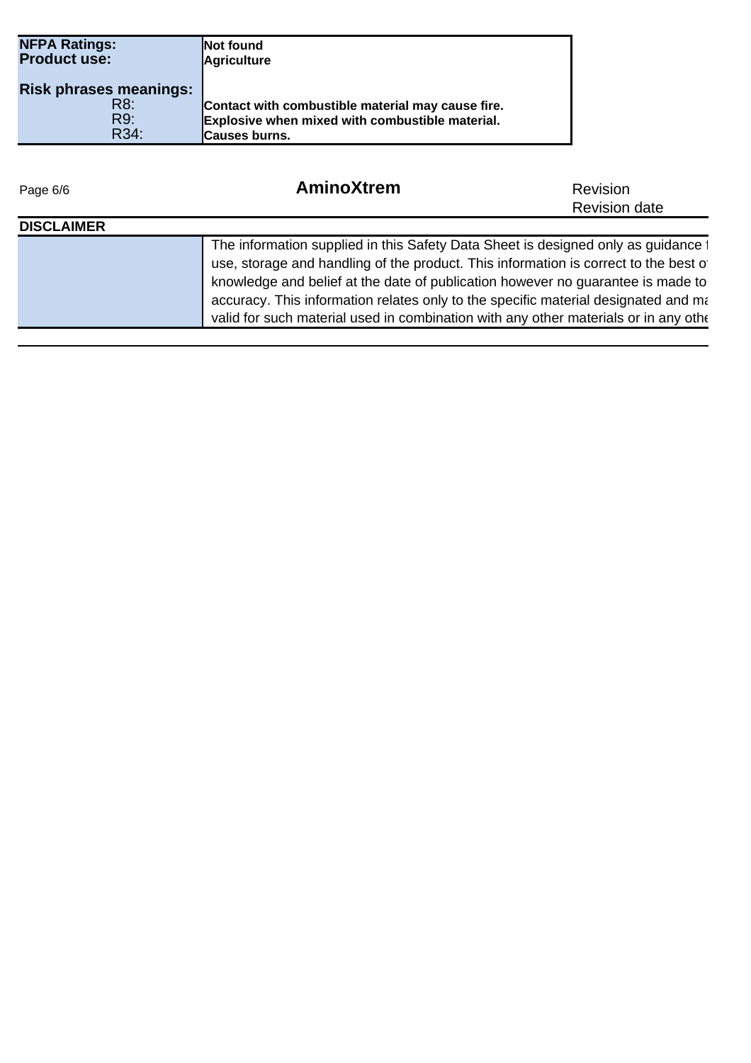| | |
|---|---|
| **NFPA Ratings:** | **Not found** |
| **Product use:** | **Agriculture** |
| **Risk phrases meanings:** | |
| R8: | **Contact with combustible material may cause fire.** |
| R9: | **Explosive when mixed with combustible material.** |
| R34: | **Causes burns.** |

**AminoXtrem**

Revision
Revision date

## DISCLAIMER

| | |
|---|---|
| | The information supplied in this Safety Data Sheet is designed only as guidance f use, storage and handling of the product. This information is correct to the best of knowledge and belief at the date of publication however no guarantee is made to accuracy. This information relates only to the specific material designated and ma valid for such material used in combination with any other materials or in any othe |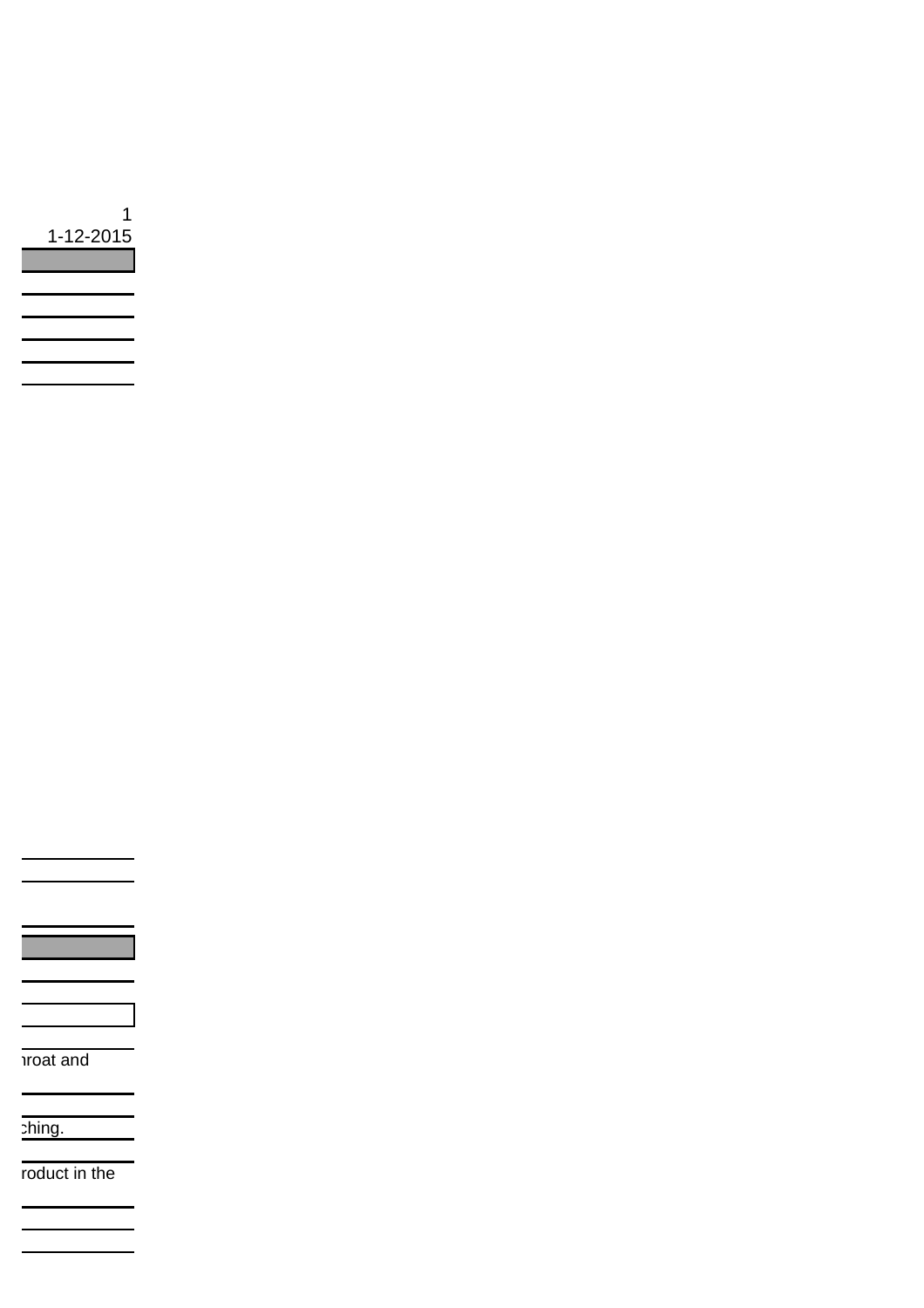1

1-12-2015

ıroat and

:hing.

roduct in the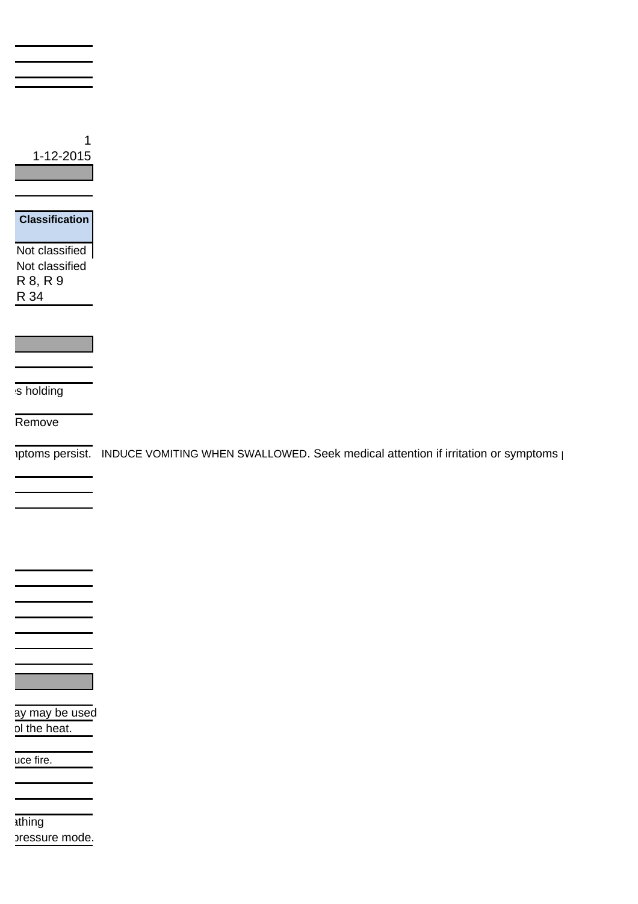1

1-12-2015

| Classification |
| --- |
| Not classified |
| Not classified |
| R 8, R 9 |
| R 34 |

s holding

Remove

nptoms persist. INDUCE VOMITING WHEN SWALLOWED. Seek medical attention if irritation or symptoms p

ay may be used

ol the heat.

uce fire.

athing

pressure mode.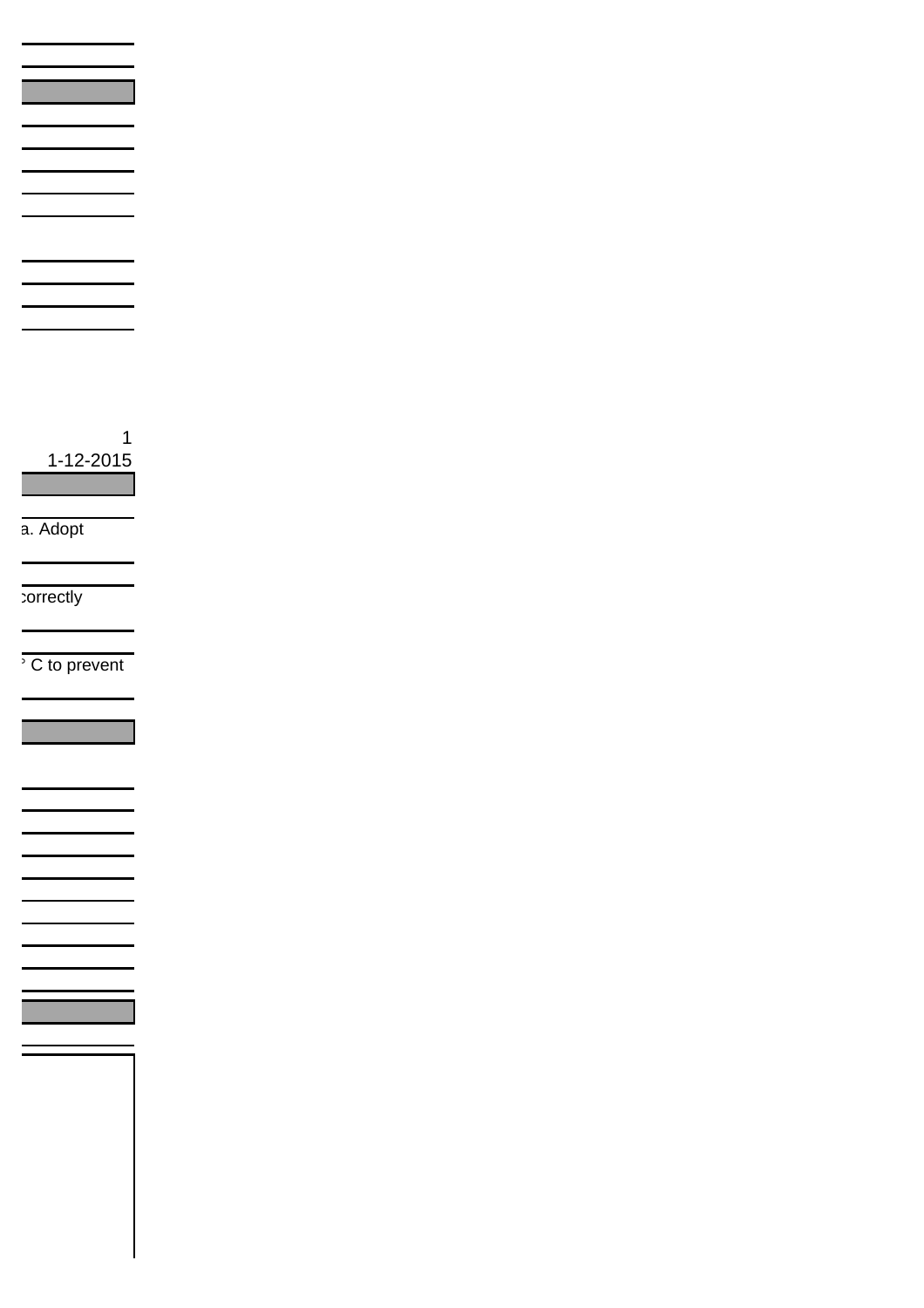1

1-12-2015

a. Adopt

correctly

C to prevent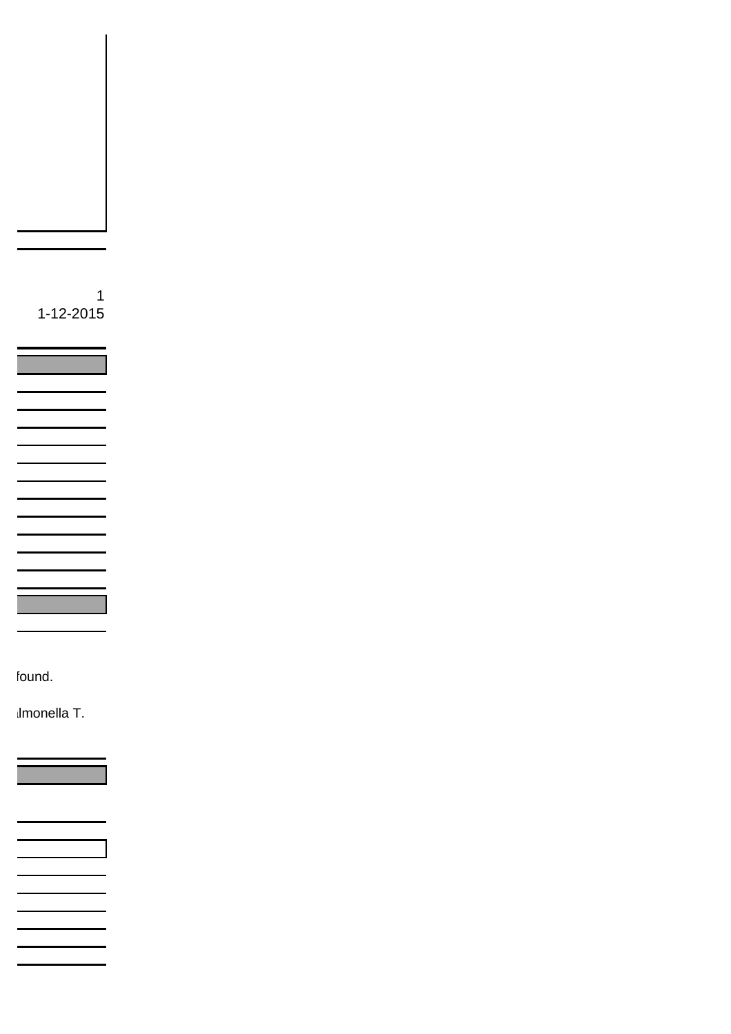1
1-12-2015

found.

lmonella T.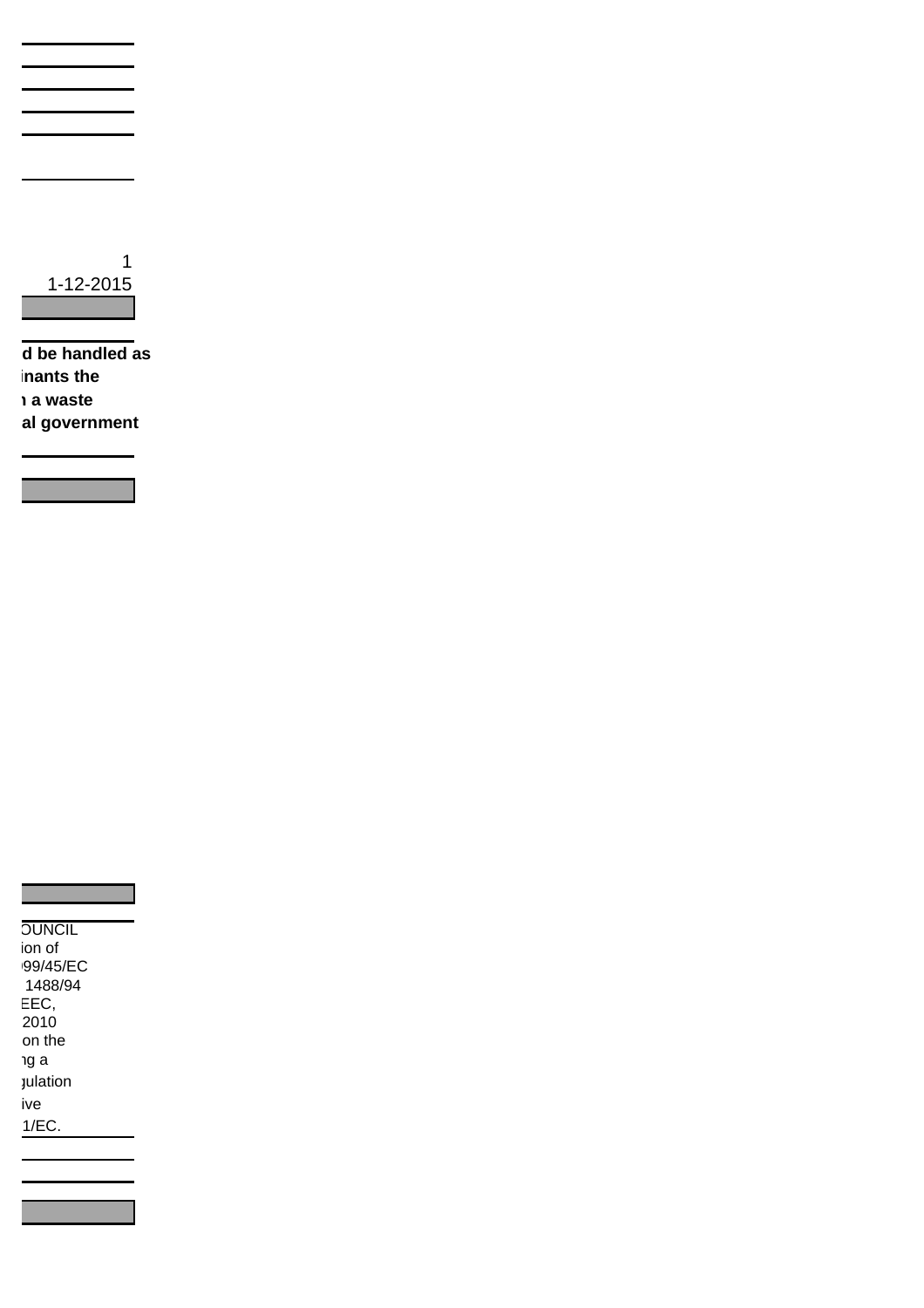1

1-12-2015

d be handled as
inants the
a waste
al government

OUNCIL
ion of
99/45/EC
1488/94
EEC,
2010
on the
ng a
gulation
ive
1/EC.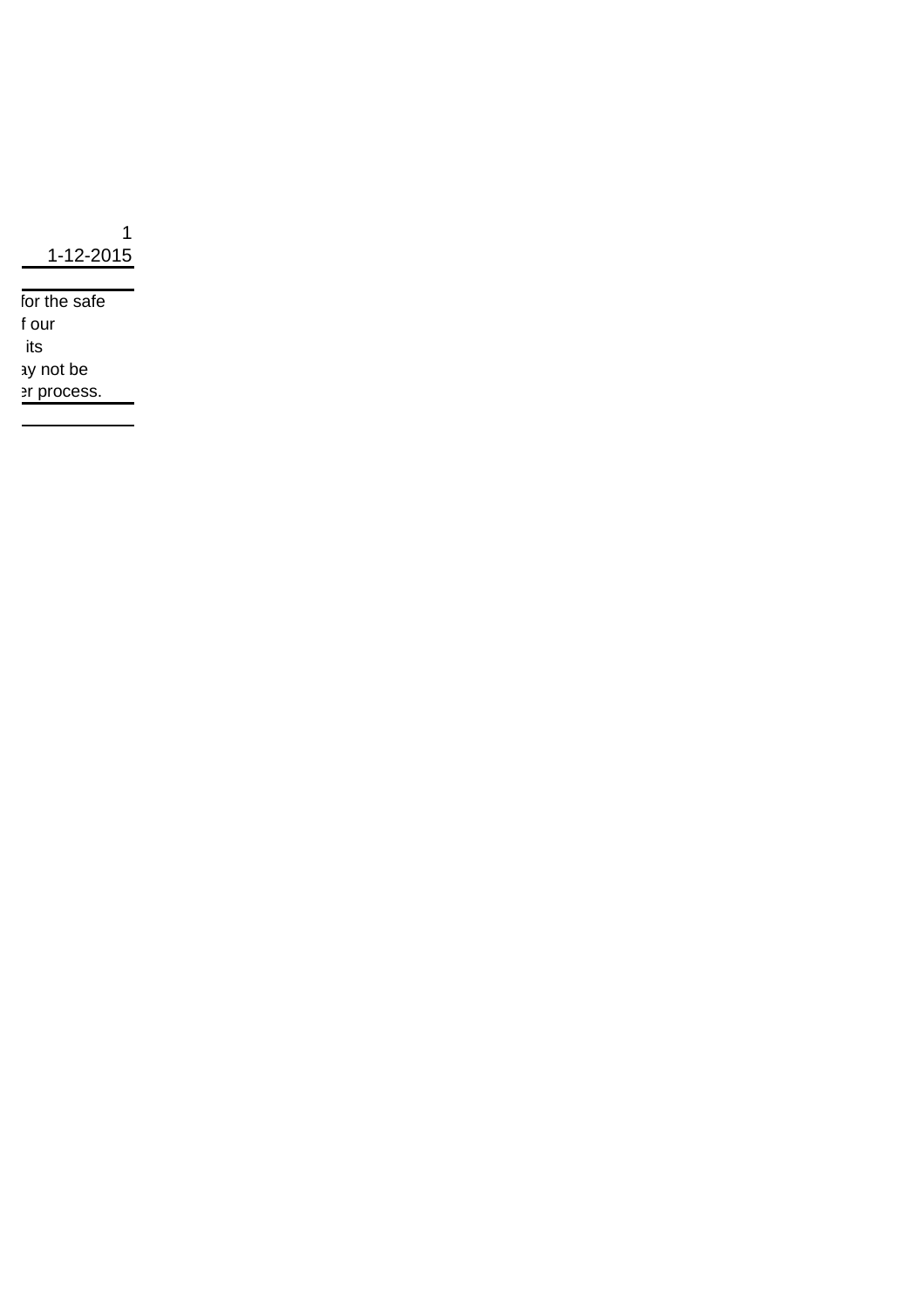1

1-12-2015

for the safe
f our
its
ay not be
er process.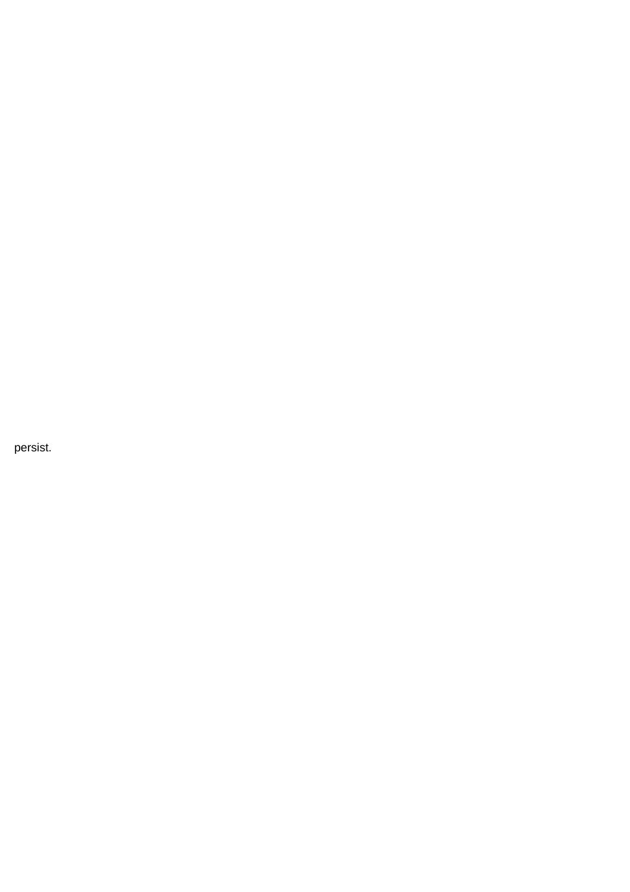persist.